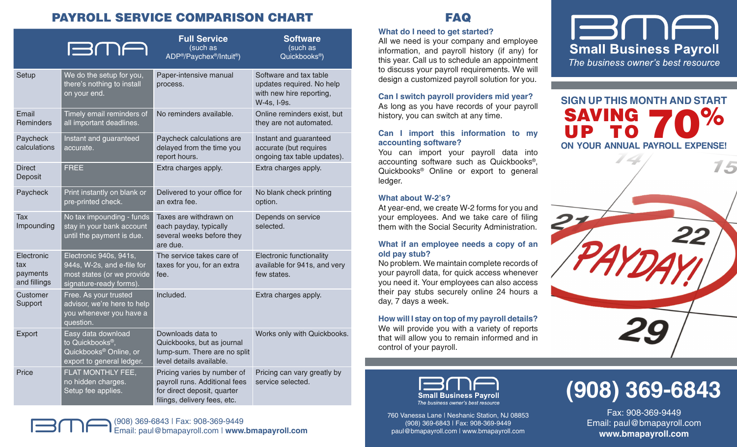# PAYROLL SERVICE COMPARISON CHART

| | BMA | Full Service (such as ADP®/Paychex®/Intuit®) | Software (such as Quickbooks®) |
|---|---|---|---|
| Setup | We do the setup for you, there's nothing to install on your end. | Paper-intensive manual process. | Software and tax table updates required. No help with new hire reporting, W-4s, I-9s. |
| Email Reminders | Timely email reminders of all important deadlines. | No reminders available. | Online reminders exist, but they are not automated. |
| Paycheck calculations | Instant and guaranteed accurate. | Paycheck calculations are delayed from the time you report hours. | Instant and guaranteed accurate (but requires ongoing tax table updates). |
| Direct Deposit | FREE | Extra charges apply. | Extra charges apply. |
| Paycheck | Print instantly on blank or pre-printed check. | Delivered to your office for an extra fee. | No blank check printing option. |
| Tax Impounding | No tax impounding - funds stay in your bank account until the payment is due. | Taxes are withdrawn on each payday, typically several weeks before they are due. | Depends on service selected. |
| Electronic tax payments and fillings | Electronic 940s, 941s, 944s, W-2s, and e-file for most states (or we provide signature-ready forms). | The service takes care of taxes for you, for an extra fee. | Electronic functionality available for 941s, and very few states. |
| Customer Support | Free. As your trusted advisor, we're here to help you whenever you have a question. | Included. | Extra charges apply. |
| Export | Easy data download to Quickbooks®, Quickbooks® Online, or export to general ledger. | Downloads data to Quickbooks, but as journal lump-sum. There are no split level details available. | Works only with Quickbooks. |
| Price | FLAT MONTHLY FEE, no hidden charges. Setup fee applies. | Pricing varies by number of payroll runs. Additional fees for direct deposit, quarter filings, delivery fees, etc. | Pricing can vary greatly by service selected. |

BMA (908) 369-6843 | Fax: 908-369-9449
Email: paul@bmapayroll.com | **www.bmapayroll.com**

# FAQ

### What do I need to get started?

All we need is your company and employee information, and payroll history (if any) for this year. Call us to schedule an appointment to discuss your payroll requirements. We will design a customized payroll solution for you.

### Can I switch payroll providers mid year?

As long as you have records of your payroll history, you can switch at any time.

### Can I import this information to my accounting software?

You can import your payroll data into accounting software such as Quickbooks®, Quickbooks® Online or export to general ledger.

### What about W-2's?

At year-end, we create W-2 forms for you and your employees. And we take care of filing them with the Social Security Administration.

### What if an employee needs a copy of an old pay stub?

No problem. We maintain complete records of your payroll data, for quick access whenever you need it. Your employees can also access their pay stubs securely online 24 hours a day, 7 days a week.

### How will I stay on top of my payroll details?

We will provide you with a variety of reports that will allow you to remain informed and in control of your payroll.

**BMA Small Business Payroll**
*The business owner's best resource*

760 Vanessa Lane | Neshanic Station, NJ 08853
(908) 369-6843 | Fax: 908-369-9449
paul@bmapayroll.com | www.bmapayroll.com

# BMA Small Business Payroll

*The business owner's best resource*

## SIGN UP THIS MONTH AND START SAVING UP TO 70% ON YOUR ANNUAL PAYROLL EXPENSE!

14 15 21 22 PAYDAY! 29

# (908) 369-6843

Fax: 908-369-9449
Email: paul@bmapayroll.com
**www.bmapayroll.com**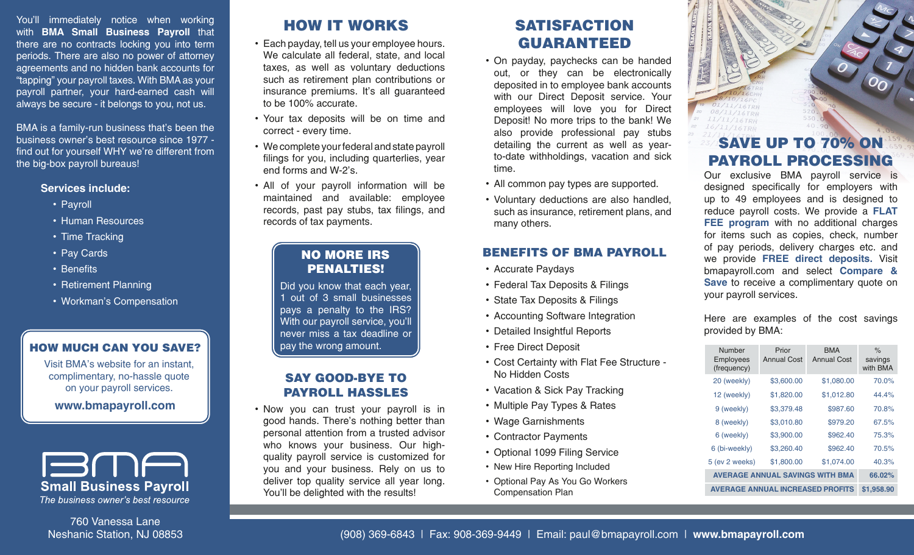You'll immediately notice when working with **BMA Small Business Payroll** that there are no contracts locking you into term periods. There are also no power of attorney agreements and no hidden bank accounts for "tapping" your payroll taxes. With BMA as your payroll partner, your hard-earned cash will always be secure - it belongs to you, not us.

BMA is a family-run business that's been the business owner's best resource since 1977 - find out for yourself WHY we're different from the big-box payroll bureaus!

### Services include:

- Payroll
- Human Resources
- Time Tracking
- Pay Cards
- Benefits
- Retirement Planning
- Workman's Compensation

### HOW MUCH CAN YOU SAVE?

Visit BMA's website for an instant, complimentary, no-hassle quote on your payroll services.

**www.bmapayroll.com**

BMA

**Small Business Payroll**

*The business owner's best resource*

760 Vanessa Lane
Neshanic Station, NJ 08853

## HOW IT WORKS

- Each payday, tell us your employee hours. We calculate all federal, state, and local taxes, as well as voluntary deductions such as retirement plan contributions or insurance premiums. It's all guaranteed to be 100% accurate.
- Your tax deposits will be on time and correct - every time.
- We complete your federal and state payroll filings for you, including quarterlies, year end forms and W-2's.
- All of your payroll information will be maintained and available: employee records, past pay stubs, tax filings, and records of tax payments.

### NO MORE IRS PENALTIES!

Did you know that each year, 1 out of 3 small businesses pays a penalty to the IRS? With our payroll service, you'll never miss a tax deadline or pay the wrong amount.

## SAY GOOD-BYE TO PAYROLL HASSLES

- Now you can trust your payroll is in good hands. There's nothing better than personal attention from a trusted advisor who knows your business. Our high-quality payroll service is customized for you and your business. Rely on us to deliver top quality service all year long. You'll be delighted with the results!

## SATISFACTION GUARANTEED

- On payday, paychecks can be handed out, or they can be electronically deposited in to employee bank accounts with our Direct Deposit service. Your employees will love you for Direct Deposit! No more trips to the bank! We also provide professional pay stubs detailing the current as well as year-to-date withholdings, vacation and sick time.
- All common pay types are supported.
- Voluntary deductions are also handled, such as insurance, retirement plans, and many others.

## BENEFITS OF BMA PAYROLL

- Accurate Paydays
- Federal Tax Deposits & Filings
- State Tax Deposits & Filings
- Accounting Software Integration
- Detailed Insightful Reports
- Free Direct Deposit
- Cost Certainty with Flat Fee Structure - No Hidden Costs
- Vacation & Sick Pay Tracking
- Multiple Pay Types & Rates
- Wage Garnishments
- Contractor Payments
- Optional 1099 Filing Service
- New Hire Reporting Included
- Optional Pay As You Go Workers Compensation Plan

## SAVE UP TO 70% ON PAYROLL PROCESSING

Our exclusive BMA payroll service is designed specifically for employers with up to 49 employees and is designed to reduce payroll costs. We provide a **FLAT FEE program** with no additional charges for items such as copies, check, number of pay periods, delivery charges etc. and we provide **FREE direct deposits.** Visit bmapayroll.com and select **Compare & Save** to receive a complimentary quote on your payroll services.

Here are examples of the cost savings provided by BMA:

| Number Employees (frequency) | Prior Annual Cost | BMA Annual Cost | % savings with BMA |
|---|---|---|---|
| 20 (weekly) | $3,600.00 | $1,080.00 | 70.0% |
| 12 (weekly) | $1,820.00 | $1,012.80 | 44.4% |
| 9 (weekly) | $3,379.48 | $987.60 | 70.8% |
| 8 (weekly) | $3,010.80 | $979.20 | 67.5% |
| 6 (weekly) | $3,900.00 | $962.40 | 75.3% |
| 6 (bi-weekly) | $3,260.40 | $962.40 | 70.5% |
| 5 (ev 2 weeks) | $1,800.00 | $1,074.00 | 40.3% |
| AVERAGE ANNUAL SAVINGS WITH BMA | | | 66.02% |
| AVERAGE ANNUAL INCREASED PROFITS | | | $1,958.90 |

(908) 369-6843 | Fax: 908-369-9449 | Email: paul@bmapayroll.com | **www.bmapayroll.com**